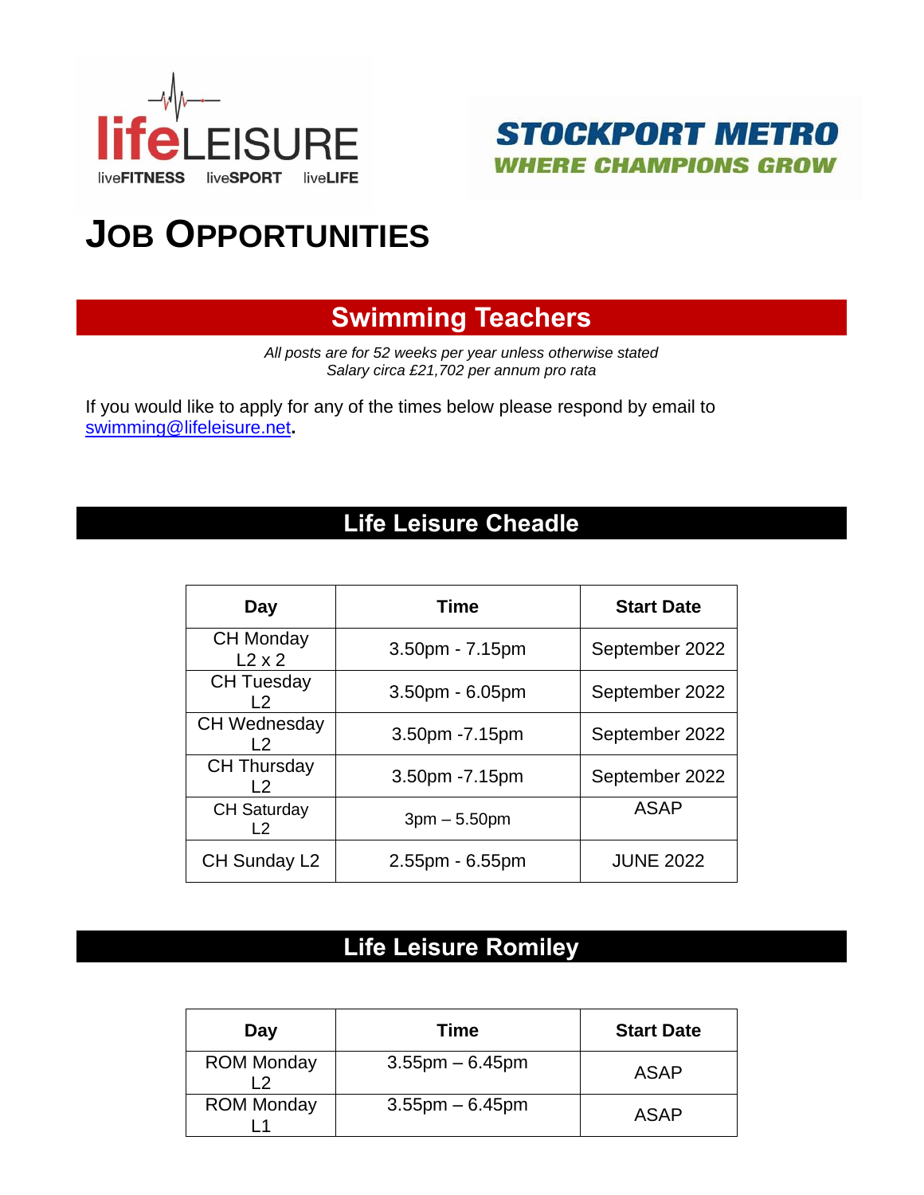lifeLEISURE
liveFITNESS liveSPORT liveLIFE

STOCKPORT METRO
WHERE CHAMPIONS GROW

# JOB OPPORTUNITIES

## Swimming Teachers

*All posts are for 52 weeks per year unless otherwise stated*
*Salary circa £21,702 per annum pro rata*

If you would like to apply for any of the times below please respond by email to swimming@lifeleisure.net**.**

## Life Leisure Cheadle

| Day | Time | Start Date |
|---|---|---|
| CH Monday L2 x 2 | 3.50pm - 7.15pm | September 2022 |
| CH Tuesday L2 | 3.50pm - 6.05pm | September 2022 |
| CH Wednesday L2 | 3.50pm -7.15pm | September 2022 |
| CH Thursday L2 | 3.50pm -7.15pm | September 2022 |
| CH Saturday L2 | 3pm – 5.50pm | ASAP |
| CH Sunday L2 | 2.55pm - 6.55pm | JUNE 2022 |

## Life Leisure Romiley

| Day | Time | Start Date |
|---|---|---|
| ROM Monday L2 | 3.55pm – 6.45pm | ASAP |
| ROM Monday L1 | 3.55pm – 6.45pm | ASAP |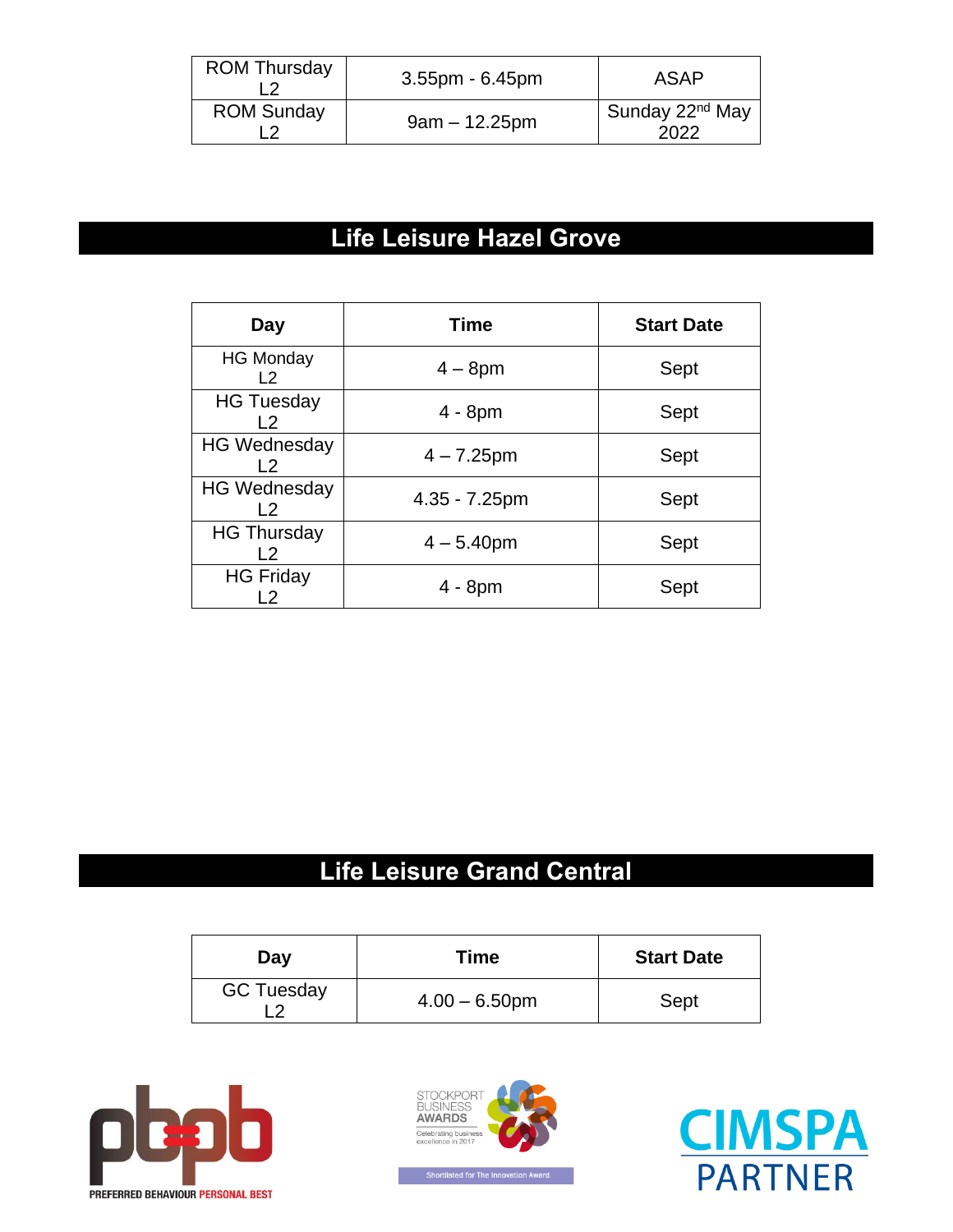| ROM Thursday L2 | 3.55pm - 6.45pm | ASAP |
|---|---|---|
| ROM Sunday L2 | 9am – 12.25pm | Sunday 22nd May 2022 |

## Life Leisure Hazel Grove

| Day | Time | Start Date |
|---|---|---|
| HG Monday L2 | 4 – 8pm | Sept |
| HG Tuesday L2 | 4 - 8pm | Sept |
| HG Wednesday L2 | 4 – 7.25pm | Sept |
| HG Wednesday L2 | 4.35 - 7.25pm | Sept |
| HG Thursday L2 | 4 – 5.40pm | Sept |
| HG Friday L2 | 4 - 8pm | Sept |

## Life Leisure Grand Central

| Day | Time | Start Date |
|---|---|---|
| GC Tuesday L2 | 4.00 – 6.50pm | Sept |

PREFERRED BEHAVIOUR PERSONAL BEST

STOCKPORT BUSINESS AWARDS
Celebrating business excellence in 2017
Shortlisted for The Innovation Award

CIMSPA PARTNER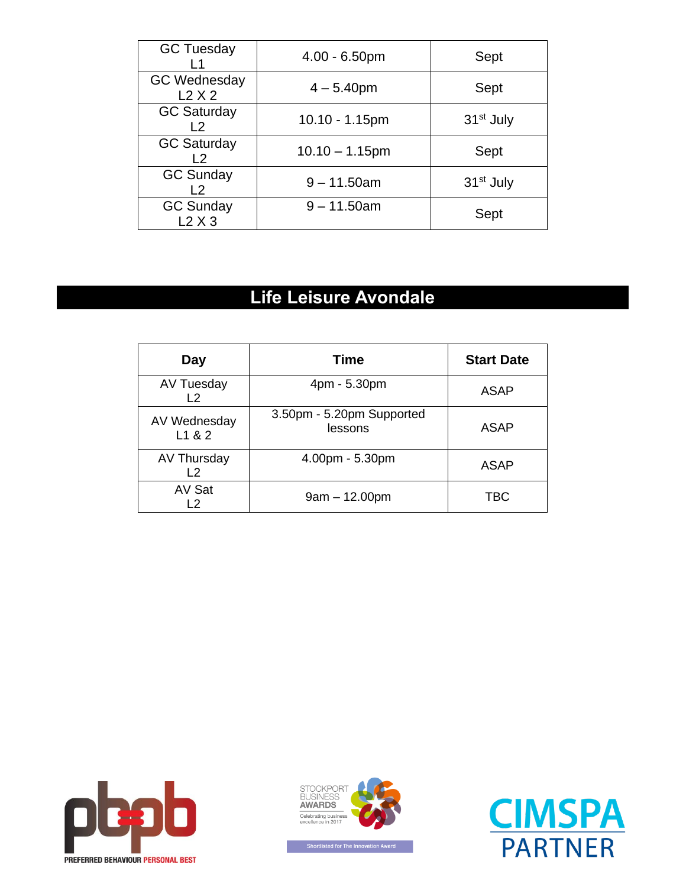| GC Tuesday L1 | 4.00 - 6.50pm | Sept |
| --- | --- | --- |
| GC Wednesday L2 X 2 | 4 – 5.40pm | Sept |
| GC Saturday L2 | 10.10 - 1.15pm | 31st July |
| GC Saturday L2 | 10.10 – 1.15pm | Sept |
| GC Sunday L2 | 9 – 11.50am | 31st July |
| GC Sunday L2 X 3 | 9 – 11.50am | Sept |

## Life Leisure Avondale

| Day | Time | Start Date |
| --- | --- | --- |
| AV Tuesday L2 | 4pm - 5.30pm | ASAP |
| AV Wednesday L1 & 2 | 3.50pm - 5.20pm Supported lessons | ASAP |
| AV Thursday L2 | 4.00pm - 5.30pm | ASAP |
| AV Sat L2 | 9am – 12.00pm | TBC |

PREFERRED BEHAVIOUR PERSONAL BEST

STOCKPORT BUSINESS AWARDS Celebrating business excellence in 2017

Shortlisted for The Innovation Award

CIMSPA PARTNER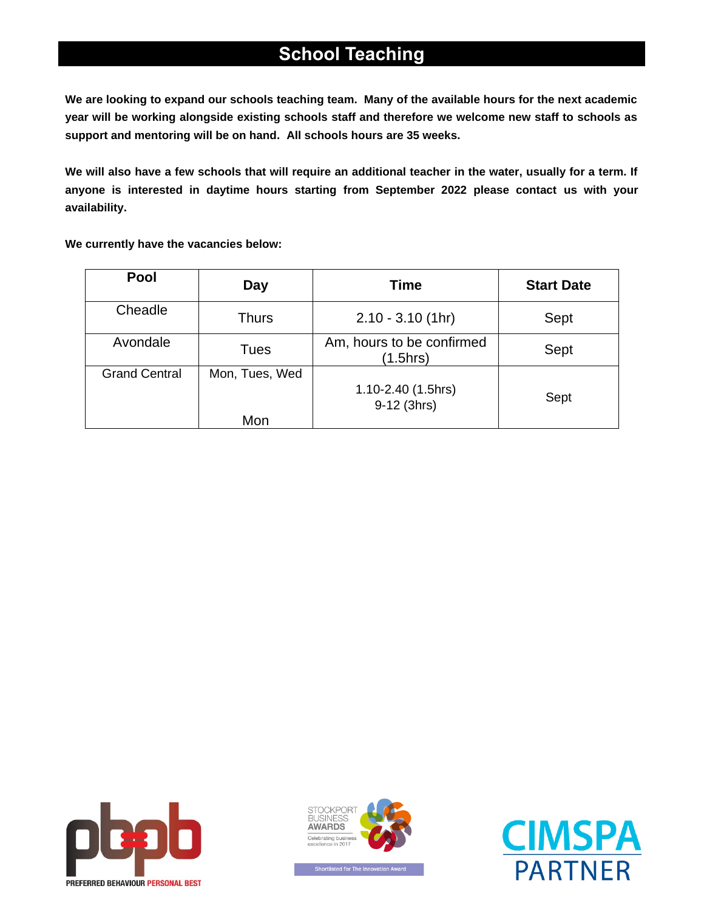# School Teaching

**We are looking to expand our schools teaching team. Many of the available hours for the next academic year will be working alongside existing schools staff and therefore we welcome new staff to schools as support and mentoring will be on hand. All schools hours are 35 weeks.**

**We will also have a few schools that will require an additional teacher in the water, usually for a term. If anyone is interested in daytime hours starting from September 2022 please contact us with your availability.**

**We currently have the vacancies below:**

| Pool | Day | Time | Start Date |
|---|---|---|---|
| Cheadle | Thurs | 2.10 - 3.10 (1hr) | Sept |
| Avondale | Tues | Am, hours to be confirmed (1.5hrs) | Sept |
| Grand Central | Mon, Tues, Wed<br>Mon | 1.10-2.40 (1.5hrs)<br>9-12 (3hrs) | Sept |

PREFERRED BEHAVIOUR PERSONAL BEST

STOCKPORT BUSINESS AWARDS Celebrating business excellence in 2017

Shortlisted for The Innovation Award

CIMSPA PARTNER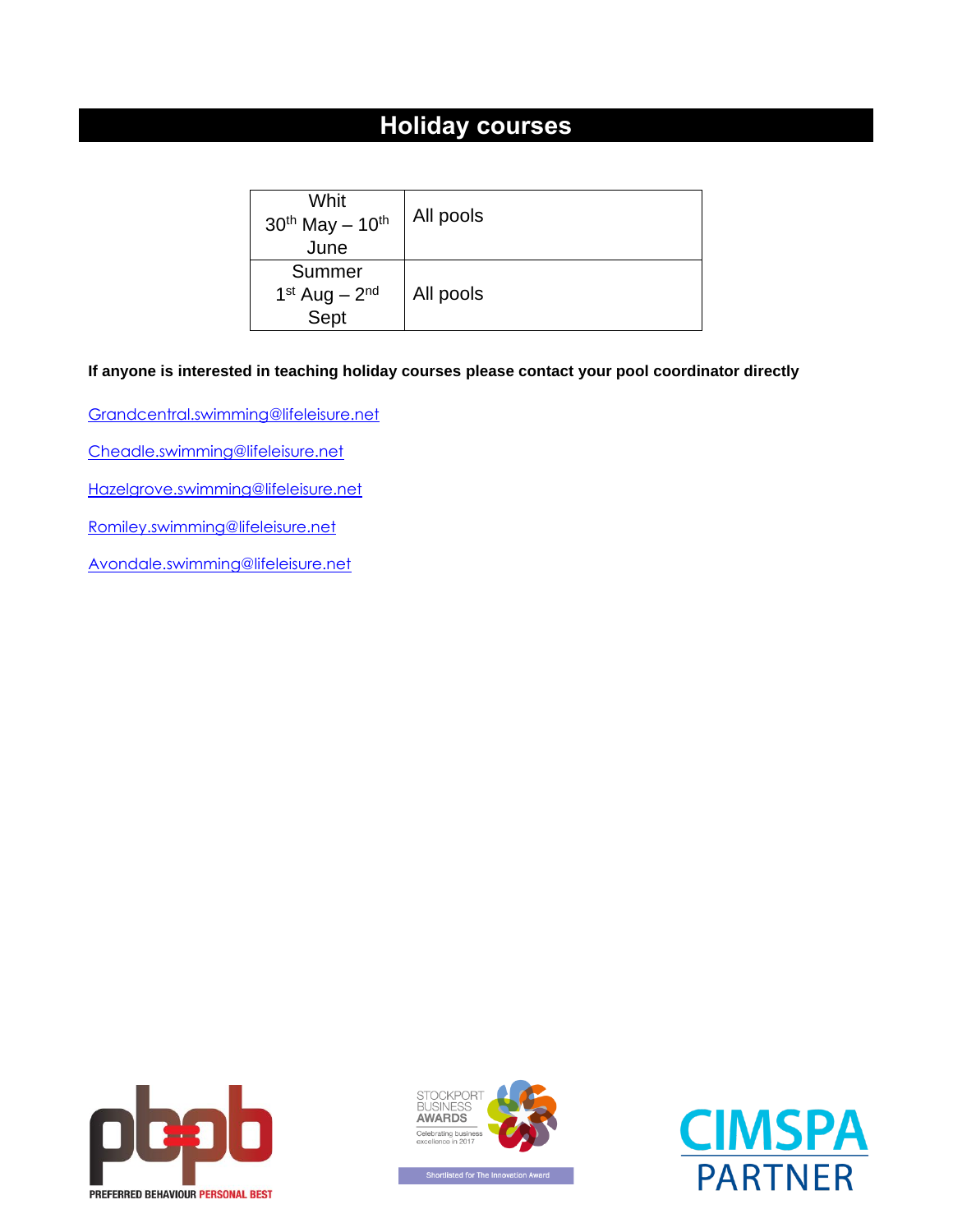# Holiday courses

| | |
|---|---|
| Whit<br>30th May – 10th June | All pools |
| Summer<br>1st Aug – 2nd Sept | All pools |

**If anyone is interested in teaching holiday courses please contact your pool coordinator directly**

Grandcentral.swimming@lifeleisure.net

Cheadle.swimming@lifeleisure.net

Hazelgrove.swimming@lifeleisure.net

Romiley.swimming@lifeleisure.net

Avondale.swimming@lifeleisure.net

PREFERRED BEHAVIOUR PERSONAL BEST

STOCKPORT BUSINESS AWARDS
Celebrating business excellence in 2017
Shortlisted for The Innovation Award

CIMSPA PARTNER